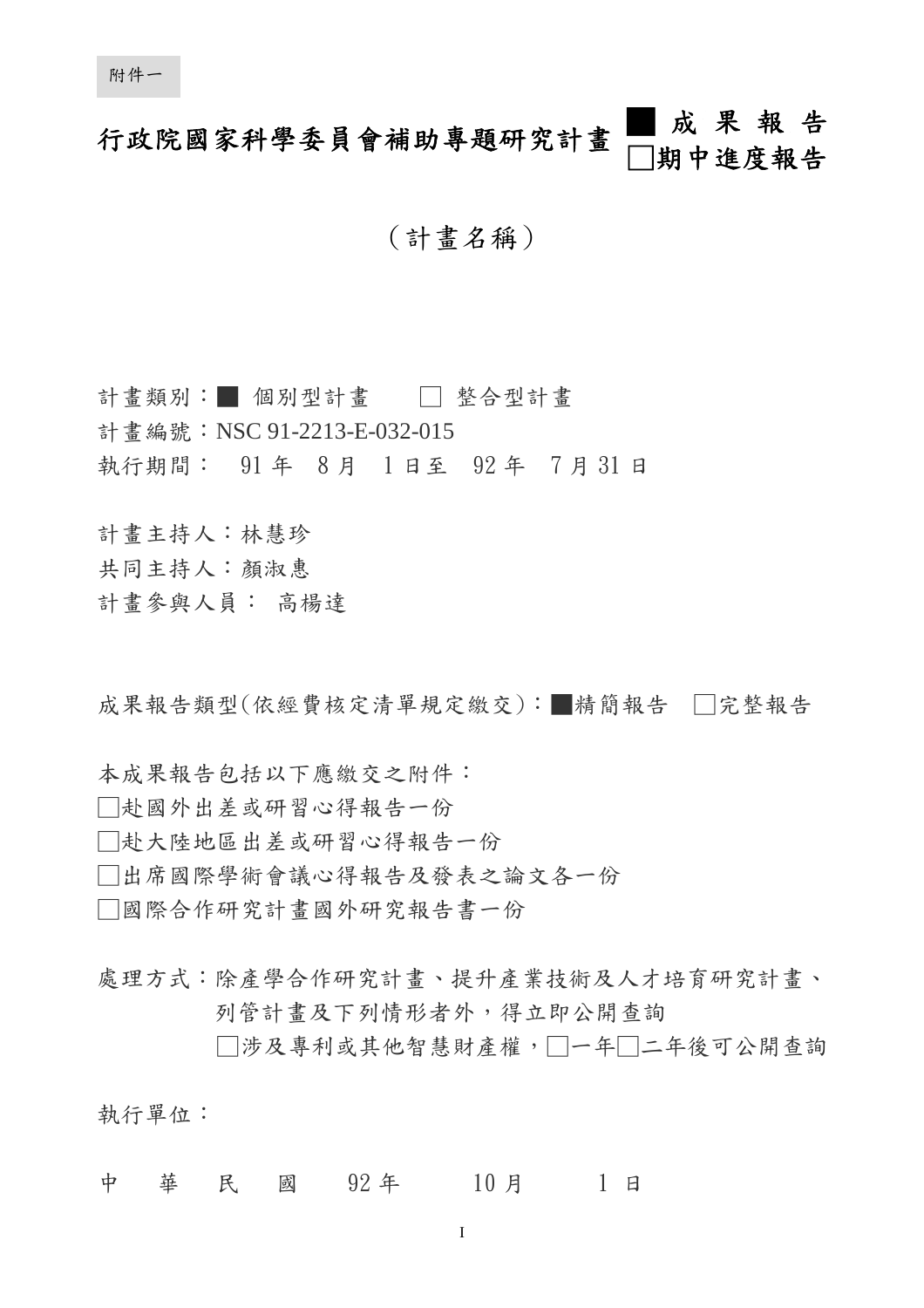附件一

# 行政院國家科學委員會補助專題研究計畫 ■ 成 果 報 告 □期中進度報告

（計畫名稱）

計畫類別：■ 個別型計畫　　□ 整合型計畫
計畫編號：NSC 91-2213-E-032-015
執行期間： 91 年 8 月 1 日至 92 年 7 月 31 日

計畫主持人：林慧珍
共同主持人：顏淑惠
計畫參與人員： 高楊達

成果報告類型(依經費核定清單規定繳交)：■精簡報告 □完整報告

本成果報告包括以下應繳交之附件：
□赴國外出差或研習心得報告一份
□赴大陸地區出差或研習心得報告一份
□出席國際學術會議心得報告及發表之論文各一份
□國際合作研究計畫國外研究報告書一份

處理方式：除產學合作研究計畫、提升產業技術及人才培育研究計畫、列管計畫及下列情形者外，得立即公開查詢
□涉及專利或其他智慧財產權，□一年□二年後可公開查詢

執行單位：

中 華 民 國 92 年 10 月 1 日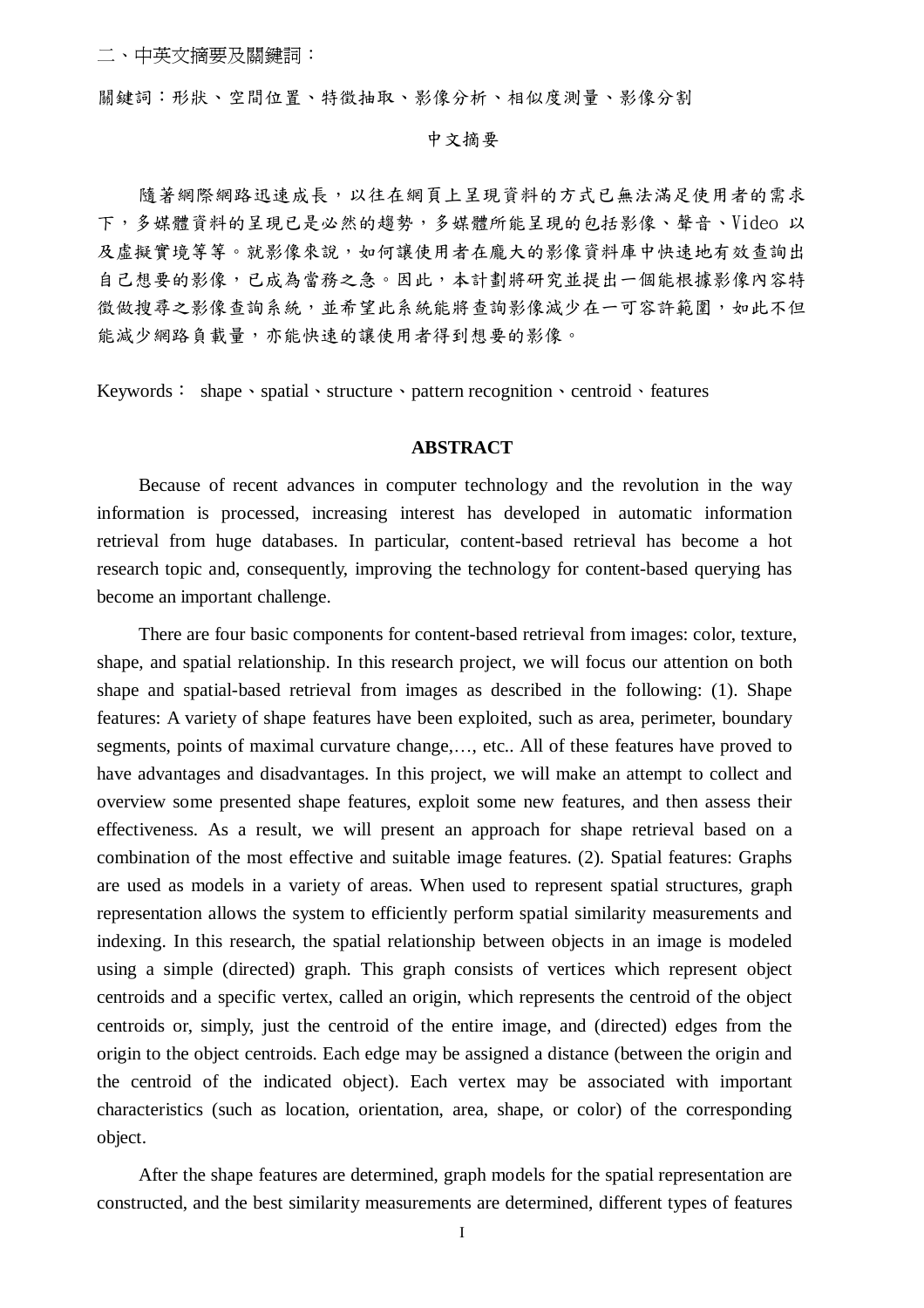二、中英文摘要及關鍵詞：

關鍵詞：形狀、空間位置、特徵抽取、影像分析、相似度測量、影像分割

## 中文摘要

隨著網際網路迅速成長，以往在網頁上呈現資料的方式已無法滿足使用者的需求下，多媒體資料的呈現已是必然的趨勢，多媒體所能呈現的包括影像、聲音、Video 以及虛擬實境等等。就影像來說，如何讓使用者在龐大的影像資料庫中快速地有效查詢出自己想要的影像，已成為當務之急。因此，本計劃將研究並提出一個能根據影像內容特徵做搜尋之影像查詢系統，並希望此系統能將查詢影像減少在一可容許範圍，如此不但能減少網路負載量，亦能快速的讓使用者得到想要的影像。

Keywords： shape、spatial、structure、pattern recognition、centroid、features

## ABSTRACT

Because of recent advances in computer technology and the revolution in the way information is processed, increasing interest has developed in automatic information retrieval from huge databases. In particular, content-based retrieval has become a hot research topic and, consequently, improving the technology for content-based querying has become an important challenge.

There are four basic components for content-based retrieval from images: color, texture, shape, and spatial relationship. In this research project, we will focus our attention on both shape and spatial-based retrieval from images as described in the following: (1). Shape features: A variety of shape features have been exploited, such as area, perimeter, boundary segments, points of maximal curvature change,…, etc.. All of these features have proved to have advantages and disadvantages. In this project, we will make an attempt to collect and overview some presented shape features, exploit some new features, and then assess their effectiveness. As a result, we will present an approach for shape retrieval based on a combination of the most effective and suitable image features. (2). Spatial features: Graphs are used as models in a variety of areas. When used to represent spatial structures, graph representation allows the system to efficiently perform spatial similarity measurements and indexing. In this research, the spatial relationship between objects in an image is modeled using a simple (directed) graph. This graph consists of vertices which represent object centroids and a specific vertex, called an origin, which represents the centroid of the object centroids or, simply, just the centroid of the entire image, and (directed) edges from the origin to the object centroids. Each edge may be assigned a distance (between the origin and the centroid of the indicated object). Each vertex may be associated with important characteristics (such as location, orientation, area, shape, or color) of the corresponding object.

After the shape features are determined, graph models for the spatial representation are constructed, and the best similarity measurements are determined, different types of features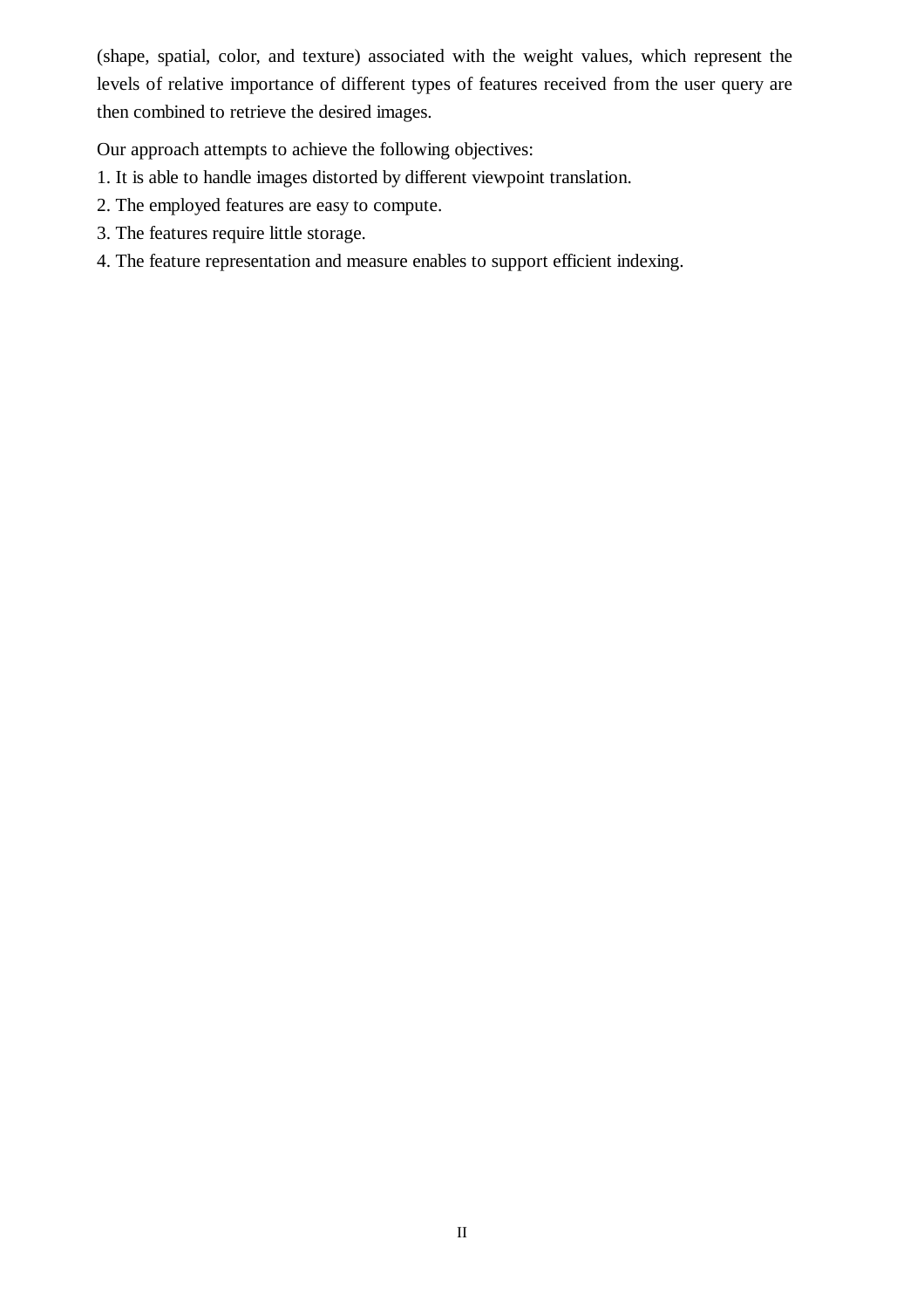(shape, spatial, color, and texture) associated with the weight values, which represent the levels of relative importance of different types of features received from the user query are then combined to retrieve the desired images.

Our approach attempts to achieve the following objectives:

1. It is able to handle images distorted by different viewpoint translation.
2. The employed features are easy to compute.
3. The features require little storage.
4. The feature representation and measure enables to support efficient indexing.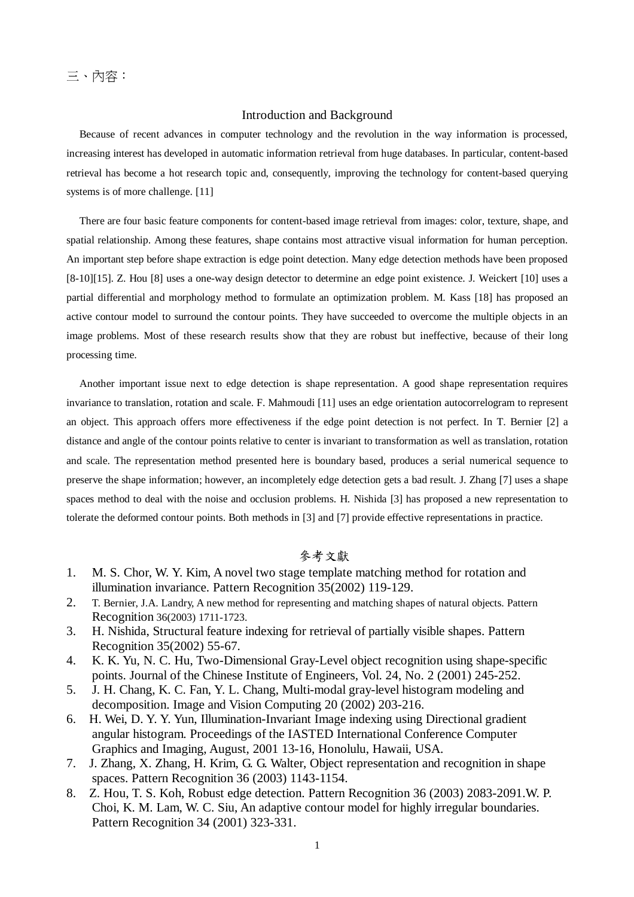三、內容：

## Introduction and Background

Because of recent advances in computer technology and the revolution in the way information is processed, increasing interest has developed in automatic information retrieval from huge databases. In particular, content-based retrieval has become a hot research topic and, consequently, improving the technology for content-based querying systems is of more challenge. [11]

There are four basic feature components for content-based image retrieval from images: color, texture, shape, and spatial relationship. Among these features, shape contains most attractive visual information for human perception. An important step before shape extraction is edge point detection. Many edge detection methods have been proposed [8-10][15]. Z. Hou [8] uses a one-way design detector to determine an edge point existence. J. Weickert [10] uses a partial differential and morphology method to formulate an optimization problem. M. Kass [18] has proposed an active contour model to surround the contour points. They have succeeded to overcome the multiple objects in an image problems. Most of these research results show that they are robust but ineffective, because of their long processing time.

Another important issue next to edge detection is shape representation. A good shape representation requires invariance to translation, rotation and scale. F. Mahmoudi [11] uses an edge orientation autocorrelogram to represent an object. This approach offers more effectiveness if the edge point detection is not perfect. In T. Bernier [2] a distance and angle of the contour points relative to center is invariant to transformation as well as translation, rotation and scale. The representation method presented here is boundary based, produces a serial numerical sequence to preserve the shape information; however, an incompletely edge detection gets a bad result. J. Zhang [7] uses a shape spaces method to deal with the noise and occlusion problems. H. Nishida [3] has proposed a new representation to tolerate the deformed contour points. Both methods in [3] and [7] provide effective representations in practice.

## 參考文獻

1. M. S. Chor, W. Y. Kim, A novel two stage template matching method for rotation and illumination invariance. Pattern Recognition 35(2002) 119-129.
2. T. Bernier, J.A. Landry, A new method for representing and matching shapes of natural objects. Pattern Recognition 36(2003) 1711-1723.
3. H. Nishida, Structural feature indexing for retrieval of partially visible shapes. Pattern Recognition 35(2002) 55-67.
4. K. K. Yu, N. C. Hu, Two-Dimensional Gray-Level object recognition using shape-specific points. Journal of the Chinese Institute of Engineers, Vol. 24, No. 2 (2001) 245-252.
5. J. H. Chang, K. C. Fan, Y. L. Chang, Multi-modal gray-level histogram modeling and decomposition. Image and Vision Computing 20 (2002) 203-216.
6. H. Wei, D. Y. Y. Yun, Illumination-Invariant Image indexing using Directional gradient angular histogram. Proceedings of the IASTED International Conference Computer Graphics and Imaging, August, 2001 13-16, Honolulu, Hawaii, USA.
7. J. Zhang, X. Zhang, H. Krim, G. G. Walter, Object representation and recognition in shape spaces. Pattern Recognition 36 (2003) 1143-1154.
8. Z. Hou, T. S. Koh, Robust edge detection. Pattern Recognition 36 (2003) 2083-2091.W. P. Choi, K. M. Lam, W. C. Siu, An adaptive contour model for highly irregular boundaries. Pattern Recognition 34 (2001) 323-331.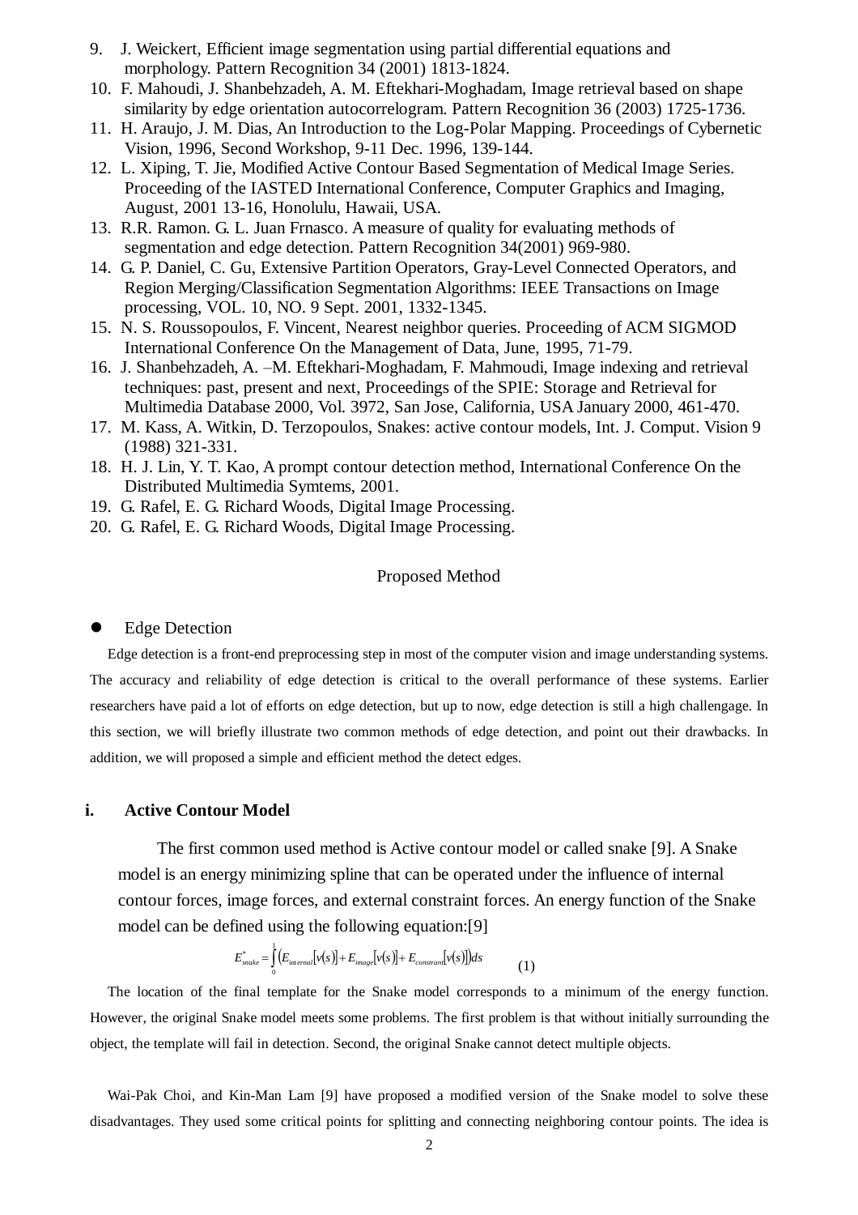9. J. Weickert, Efficient image segmentation using partial differential equations and morphology. Pattern Recognition 34 (2001) 1813-1824.
10. F. Mahoudi, J. Shanbehzadeh, A. M. Eftekhari-Moghadam, Image retrieval based on shape similarity by edge orientation autocorrelogram. Pattern Recognition 36 (2003) 1725-1736.
11. H. Araujo, J. M. Dias, An Introduction to the Log-Polar Mapping. Proceedings of Cybernetic Vision, 1996, Second Workshop, 9-11 Dec. 1996, 139-144.
12. L. Xiping, T. Jie, Modified Active Contour Based Segmentation of Medical Image Series. Proceeding of the IASTED International Conference, Computer Graphics and Imaging, August, 2001 13-16, Honolulu, Hawaii, USA.
13. R.R. Ramon. G. L. Juan Frnasco. A measure of quality for evaluating methods of segmentation and edge detection. Pattern Recognition 34(2001) 969-980.
14. G. P. Daniel, C. Gu, Extensive Partition Operators, Gray-Level Connected Operators, and Region Merging/Classification Segmentation Algorithms: IEEE Transactions on Image processing, VOL. 10, NO. 9 Sept. 2001, 1332-1345.
15. N. S. Roussopoulos, F. Vincent, Nearest neighbor queries. Proceeding of ACM SIGMOD International Conference On the Management of Data, June, 1995, 71-79.
16. J. Shanbehzadeh, A. –M. Eftekhari-Moghadam, F. Mahmoudi, Image indexing and retrieval techniques: past, present and next, Proceedings of the SPIE: Storage and Retrieval for Multimedia Database 2000, Vol. 3972, San Jose, California, USA January 2000, 461-470.
17. M. Kass, A. Witkin, D. Terzopoulos, Snakes: active contour models, Int. J. Comput. Vision 9 (1988) 321-331.
18. H. J. Lin, Y. T. Kao, A prompt contour detection method, International Conference On the Distributed Multimedia Symtems, 2001.
19. G. Rafel, E. G. Richard Woods, Digital Image Processing.
20. G. Rafel, E. G. Richard Woods, Digital Image Processing.

## Proposed Method

- Edge Detection

Edge detection is a front-end preprocessing step in most of the computer vision and image understanding systems. The accuracy and reliability of edge detection is critical to the overall performance of these systems. Earlier researchers have paid a lot of efforts on edge detection, but up to now, edge detection is still a high challengage. In this section, we will briefly illustrate two common methods of edge detection, and point out their drawbacks. In addition, we will proposed a simple and efficient method the detect edges.

### i. Active Contour Model

The first common used method is Active contour model or called snake [9]. A Snake model is an energy minimizing spline that can be operated under the influence of internal contour forces, image forces, and external constraint forces. An energy function of the Snake model can be defined using the following equation:[9]

$$E^{*}_{snake} = \int_{0}^{1} \left( E_{internal}[v(s)] + E_{image}[v(s)] + E_{constrant}[v(s)] \right) ds \qquad (1)$$

The location of the final template for the Snake model corresponds to a minimum of the energy function. However, the original Snake model meets some problems. The first problem is that without initially surrounding the object, the template will fail in detection. Second, the original Snake cannot detect multiple objects.

Wai-Pak Choi, and Kin-Man Lam [9] have proposed a modified version of the Snake model to solve these disadvantages. They used some critical points for splitting and connecting neighboring contour points. The idea is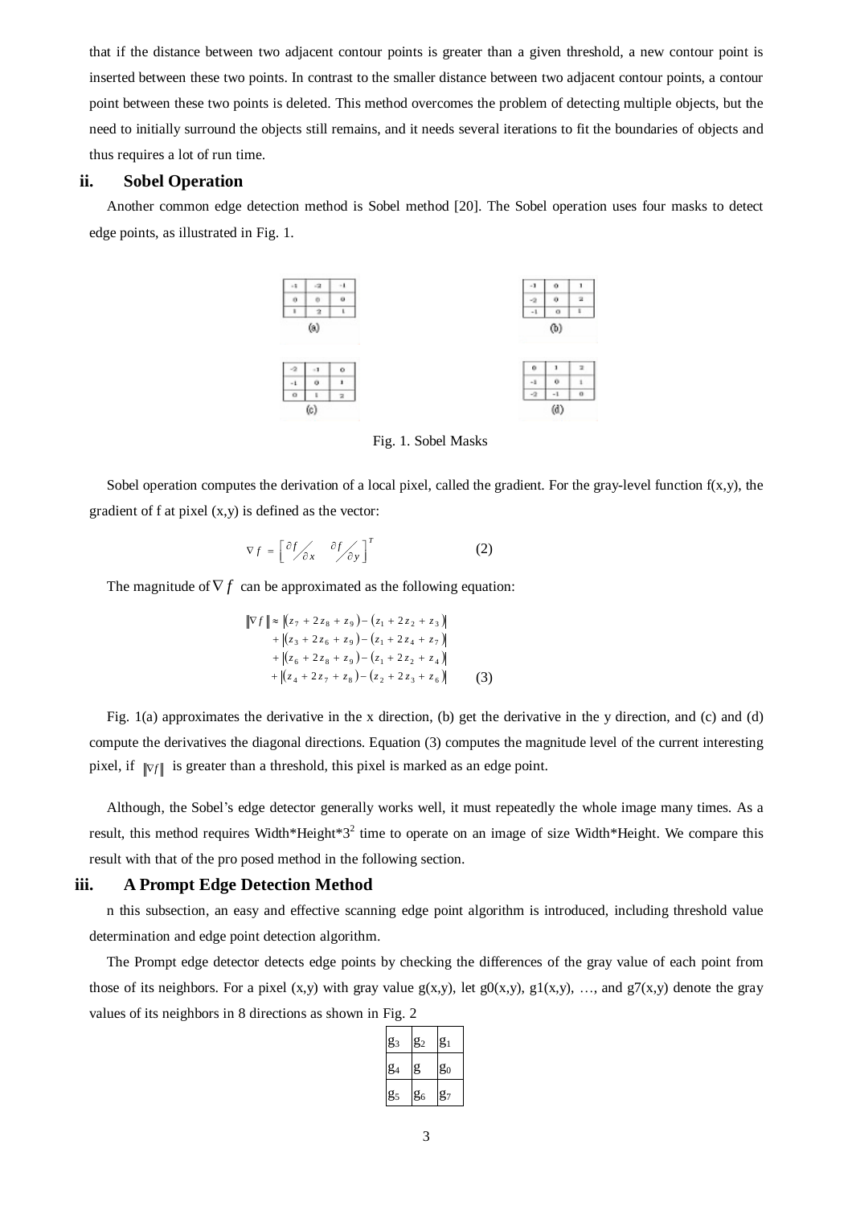that if the distance between two adjacent contour points is greater than a given threshold, a new contour point is inserted between these two points. In contrast to the smaller distance between two adjacent contour points, a contour point between these two points is deleted. This method overcomes the problem of detecting multiple objects, but the need to initially surround the objects still remains, and it needs several iterations to fit the boundaries of objects and thus requires a lot of run time.

### ii. Sobel Operation

Another common edge detection method is Sobel method [20]. The Sobel operation uses four masks to detect edge points, as illustrated in Fig. 1.

(a)

| -1 | -2 | -1 |
|---|---|---|
| 0 | 0 | 0 |
| 1 | 2 | 1 |

(b)

| -1 | 0 | 1 |
|---|---|---|
| -2 | 0 | 2 |
| -1 | 0 | 1 |

(c)

| -2 | -1 | 0 |
|---|---|---|
| -1 | 0 | 1 |
| 0 | 1 | 2 |

(d)

| 0 | 1 | 2 |
|---|---|---|
| -1 | 0 | 1 |
| -2 | -1 | 0 |

Fig. 1. Sobel Masks

Sobel operation computes the derivation of a local pixel, called the gradient. For the gray-level function f(x,y), the gradient of f at pixel (x,y) is defined as the vector:

$$\nabla f = \left[ \partial f / \partial x \quad \partial f / \partial y \right]^T \qquad (2)$$

The magnitude of $\nabla f$ can be approximated as the following equation:

$$\begin{aligned} \|\nabla f\| \approx & \left|(z_7 + 2z_8 + z_9) - (z_1 + 2z_2 + z_3)\right| \\ & + \left|(z_3 + 2z_6 + z_9) - (z_1 + 2z_4 + z_7)\right| \\ & + \left|(z_6 + 2z_8 + z_9) - (z_1 + 2z_2 + z_4)\right| \\ & + \left|(z_4 + 2z_7 + z_8) - (z_2 + 2z_3 + z_6)\right| \end{aligned} \qquad (3)$$

Fig. 1(a) approximates the derivative in the x direction, (b) get the derivative in the y direction, and (c) and (d) compute the derivatives the diagonal directions. Equation (3) computes the magnitude level of the current interesting pixel, if $\|\nabla f\|$ is greater than a threshold, this pixel is marked as an edge point.

Although, the Sobel's edge detector generally works well, it must repeatedly the whole image many times. As a result, this method requires Width*Height*$3^2$ time to operate on an image of size Width*Height. We compare this result with that of the pro posed method in the following section.

### iii. A Prompt Edge Detection Method

n this subsection, an easy and effective scanning edge point algorithm is introduced, including threshold value determination and edge point detection algorithm.

The Prompt edge detector detects edge points by checking the differences of the gray value of each point from those of its neighbors. For a pixel (x,y) with gray value g(x,y), let g0(x,y), g1(x,y), …, and g7(x,y) denote the gray values of its neighbors in 8 directions as shown in Fig. 2

| $g_3$ | $g_2$ | $g_1$ |
|---|---|---|
| $g_4$ | $g$ | $g_0$ |
| $g_5$ | $g_6$ | $g_7$ |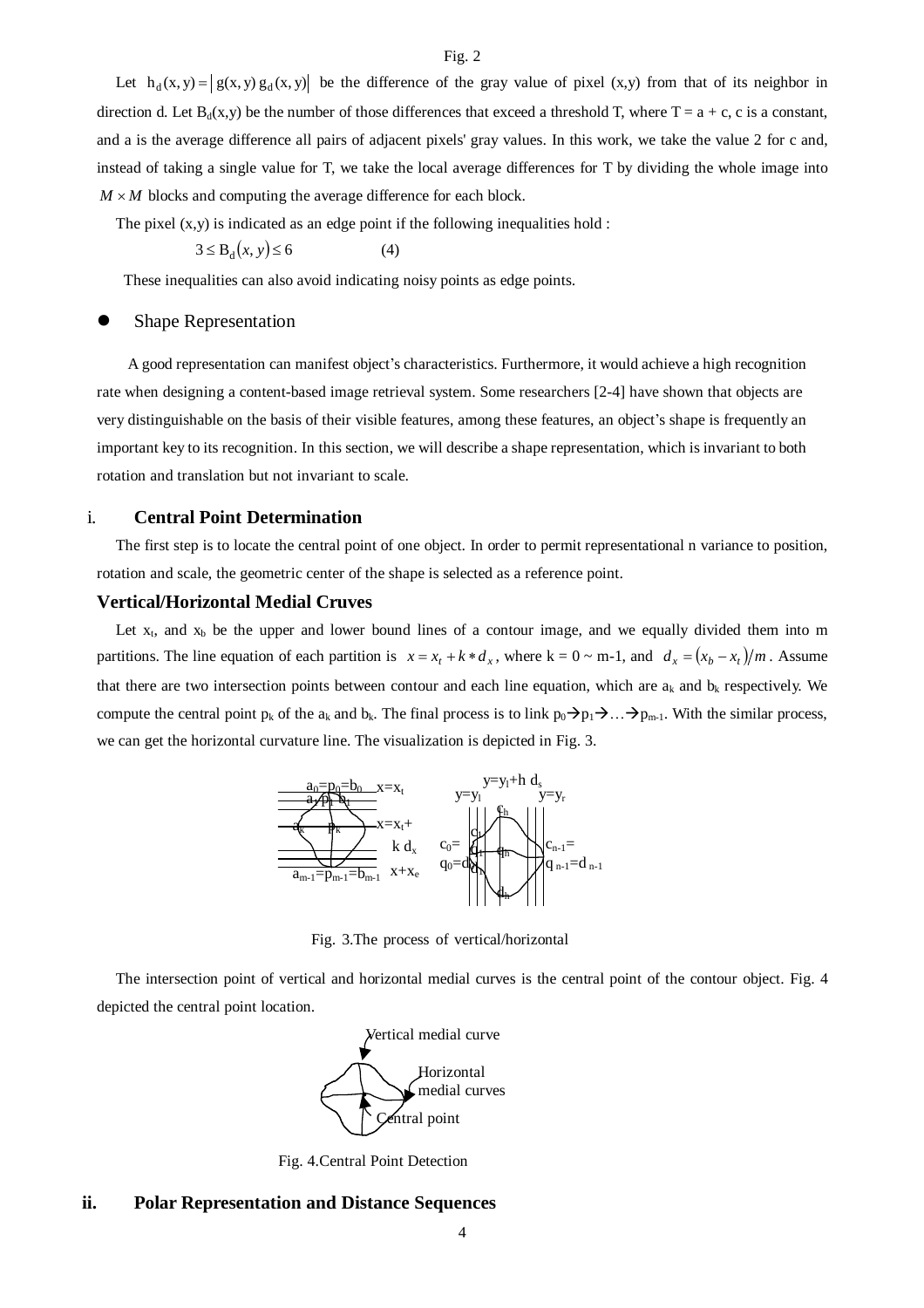Fig. 2

Let $h_d(x,y) = |g(x,y)\, g_d(x,y)|$ be the difference of the gray value of pixel (x,y) from that of its neighbor in direction d. Let $B_d(x,y)$ be the number of those differences that exceed a threshold T, where T = a + c, c is a constant, and a is the average difference all pairs of adjacent pixels' gray values. In this work, we take the value 2 for c and, instead of taking a single value for T, we take the local average differences for T by dividing the whole image into $M \times M$ blocks and computing the average difference for each block.

The pixel (x,y) is indicated as an edge point if the following inequalities hold :

$$3 \le B_d(x,y) \le 6 \qquad (4)$$

These inequalities can also avoid indicating noisy points as edge points.

- Shape Representation

A good representation can manifest object's characteristics. Furthermore, it would achieve a high recognition rate when designing a content-based image retrieval system. Some researchers [2-4] have shown that objects are very distinguishable on the basis of their visible features, among these features, an object's shape is frequently an important key to its recognition. In this section, we will describe a shape representation, which is invariant to both rotation and translation but not invariant to scale.

### i. Central Point Determination

The first step is to locate the central point of one object. In order to permit representational n variance to position, rotation and scale, the geometric center of the shape is selected as a reference point.

**Vertical/Horizontal Medial Cruves**

Let $x_t$, and $x_b$ be the upper and lower bound lines of a contour image, and we equally divided them into m partitions. The line equation of each partition is $x = x_t + k * d_x$, where k = 0 ~ m-1, and $d_x = (x_b - x_t)/m$. Assume that there are two intersection points between contour and each line equation, which are $a_k$ and $b_k$ respectively. We compute the central point $p_k$ of the $a_k$ and $b_k$. The final process is to link $p_0 \rightarrow p_1 \rightarrow \ldots \rightarrow p_{m-1}$. With the similar process, we can get the horizontal curvature line. The visualization is depicted in Fig. 3.

Fig. 3.The process of vertical/horizontal

The intersection point of vertical and horizontal medial curves is the central point of the contour object. Fig. 4 depicted the central point location.

Fig. 4.Central Point Detection

### ii. Polar Representation and Distance Sequences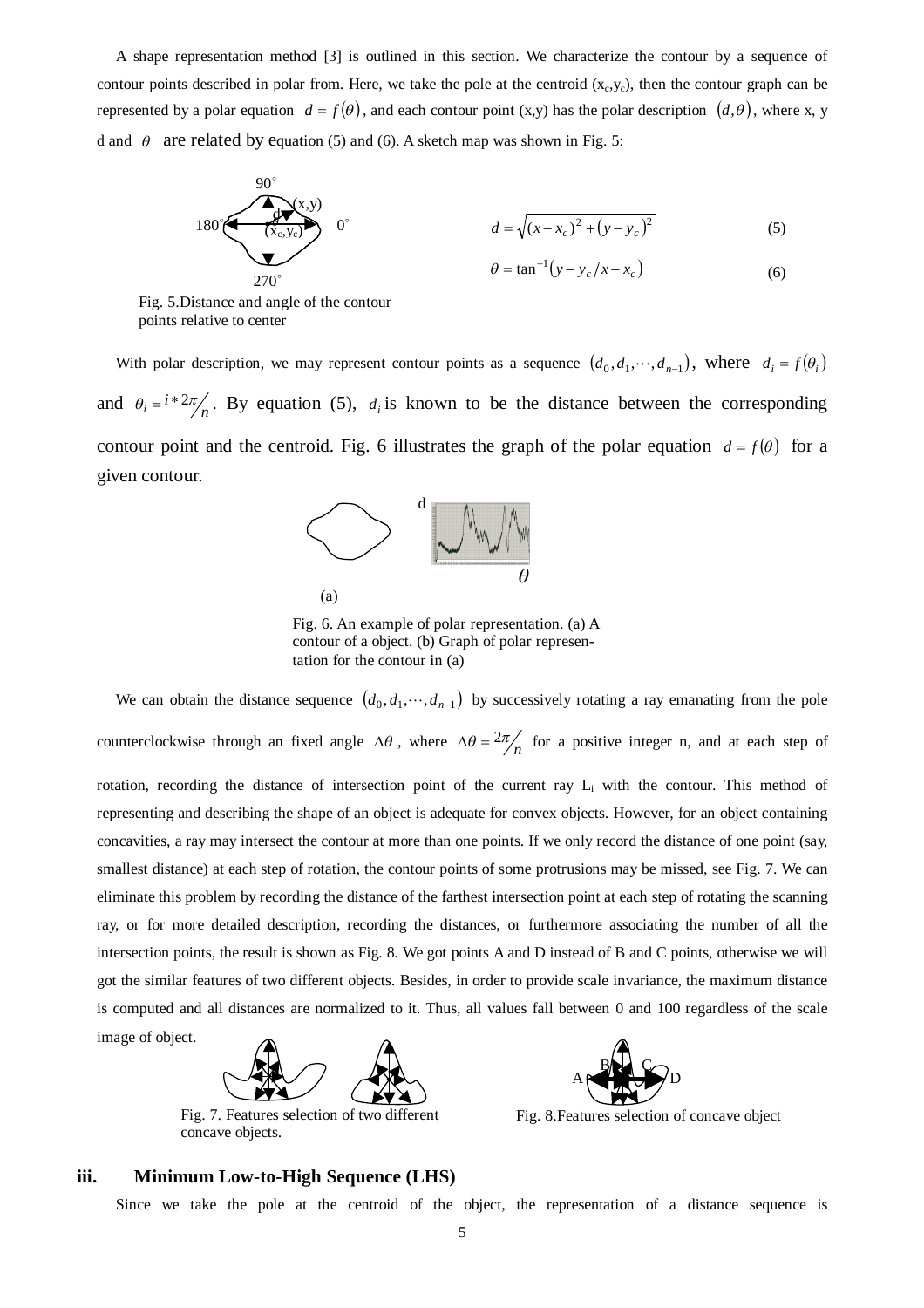A shape representation method [3] is outlined in this section. We characterize the contour by a sequence of contour points described in polar from. Here, we take the pole at the centroid $(x_c, y_c)$, then the contour graph can be represented by a polar equation $d = f(\theta)$, and each contour point (x,y) has the polar description $(d, \theta)$, where x, y d and $\theta$ are related by equation (5) and (6). A sketch map was shown in Fig. 5:

$$d = \sqrt{(x - x_c)^2 + (y - y_c)^2} \tag{5}$$

$$\theta = \tan^{-1}(y - y_c / x - x_c) \tag{6}$$

Fig. 5.Distance and angle of the contour points relative to center

With polar description, we may represent contour points as a sequence $(d_0, d_1, \cdots, d_{n-1})$, where $d_i = f(\theta_i)$ and $\theta_i = i * 2\pi/n$. By equation (5), $d_i$ is known to be the distance between the corresponding contour point and the centroid. Fig. 6 illustrates the graph of the polar equation $d = f(\theta)$ for a given contour.

Fig. 6. An example of polar representation. (a) A contour of a object. (b) Graph of polar representation for the contour in (a)

We can obtain the distance sequence $(d_0, d_1, \cdots, d_{n-1})$ by successively rotating a ray emanating from the pole counterclockwise through an fixed angle $\Delta\theta$, where $\Delta\theta = 2\pi/n$ for a positive integer n, and at each step of rotation, recording the distance of intersection point of the current ray $L_i$ with the contour. This method of representing and describing the shape of an object is adequate for convex objects. However, for an object containing concavities, a ray may intersect the contour at more than one points. If we only record the distance of one point (say, smallest distance) at each step of rotation, the contour points of some protrusions may be missed, see Fig. 7. We can eliminate this problem by recording the distance of the farthest intersection point at each step of rotating the scanning ray, or for more detailed description, recording the distances, or furthermore associating the number of all the intersection points, the result is shown as Fig. 8. We got points A and D instead of B and C points, otherwise we will got the similar features of two different objects. Besides, in order to provide scale invariance, the maximum distance is computed and all distances are normalized to it. Thus, all values fall between 0 and 100 regardless of the scale image of object.

Fig. 7. Features selection of two different concave objects.

Fig. 8.Features selection of concave object

### iii. Minimum Low-to-High Sequence (LHS)

Since we take the pole at the centroid of the object, the representation of a distance sequence is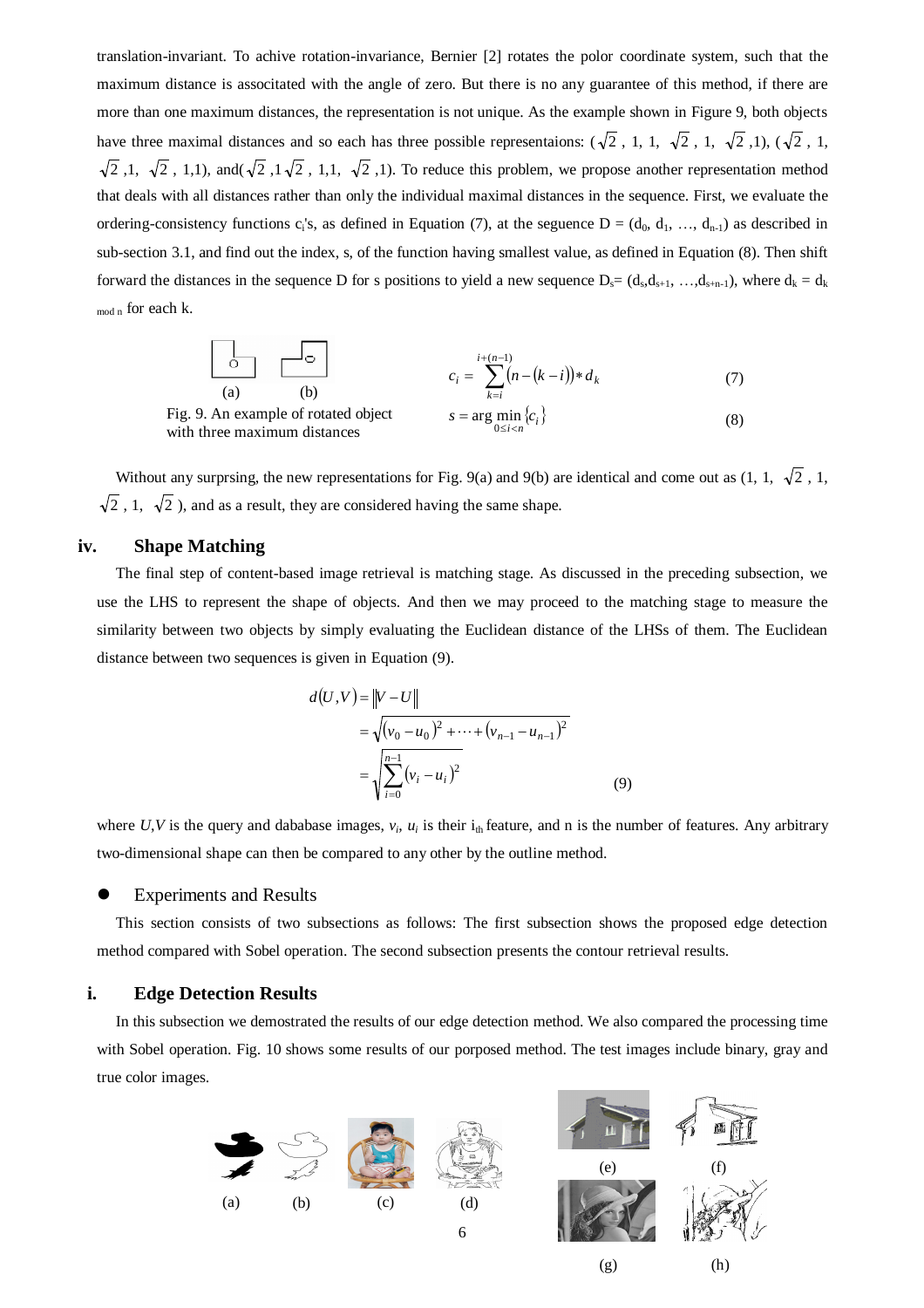translation-invariant. To achive rotation-invariance, Bernier [2] rotates the polor coordinate system, such that the maximum distance is associtated with the angle of zero. But there is no any guarantee of this method, if there are more than one maximum distances, the representation is not unique. As the example shown in Figure 9, both objects have three maximal distances and so each has three possible representaions: ($\sqrt{2}$, 1, 1, $\sqrt{2}$, 1, $\sqrt{2}$,1), ($\sqrt{2}$, 1, $\sqrt{2}$,1, $\sqrt{2}$, 1,1), and($\sqrt{2}$,1$\sqrt{2}$, 1,1, $\sqrt{2}$,1). To reduce this problem, we propose another representation method that deals with all distances rather than only the individual maximal distances in the sequence. First, we evaluate the ordering-consistency functions $c_i$'s, as defined in Equation (7), at the seguence D = ($d_0$, $d_1$, …, $d_{n-1}$) as described in sub-section 3.1, and find out the index, s, of the function having smallest value, as defined in Equation (8). Then shift forward the distances in the sequence D for s positions to yield a new sequence $D_s$= ($d_s$,$d_{s+1}$, …,$d_{s+n-1}$), where $d_k = d_{k \bmod n}$ for each k.

Fig. 9. An example of rotated object with three maximum distances

$$c_i = \sum_{k=i}^{i+(n-1)} (n-(k-i)) * d_k \quad (7)$$

$$s = \arg\min_{0 \le i < n} \{c_i\} \quad (8)$$

Without any surprsing, the new representations for Fig. 9(a) and 9(b) are identical and come out as (1, 1, $\sqrt{2}$, 1, $\sqrt{2}$, 1, $\sqrt{2}$), and as a result, they are considered having the same shape.

## iv. Shape Matching

The final step of content-based image retrieval is matching stage. As discussed in the preceding subsection, we use the LHS to represent the shape of objects. And then we may proceed to the matching stage to measure the similarity between two objects by simply evaluating the Euclidean distance of the LHSs of them. The Euclidean distance between two sequences is given in Equation (9).

$$\begin{aligned} d(U,V) &= \|V-U\| \\ &= \sqrt{(v_0-u_0)^2+\cdots+(v_{n-1}-u_{n-1})^2} \\ &= \sqrt{\sum_{i=0}^{n-1}(v_i-u_i)^2} \end{aligned} \quad (9)$$

where $U$,$V$ is the query and dababase images, $v_i$, $u_i$ is their $i_{th}$ feature, and n is the number of features. Any arbitrary two-dimensional shape can then be compared to any other by the outline method.

- Experiments and Results

This section consists of two subsections as follows: The first subsection shows the proposed edge detection method compared with Sobel operation. The second subsection presents the contour retrieval results.

## i. Edge Detection Results

In this subsection we demostrated the results of our edge detection method. We also compared the processing time with Sobel operation. Fig. 10 shows some results of our porposed method. The test images include binary, gray and true color images.

(a) (b) (c) (d) (e) (f) (g) (h)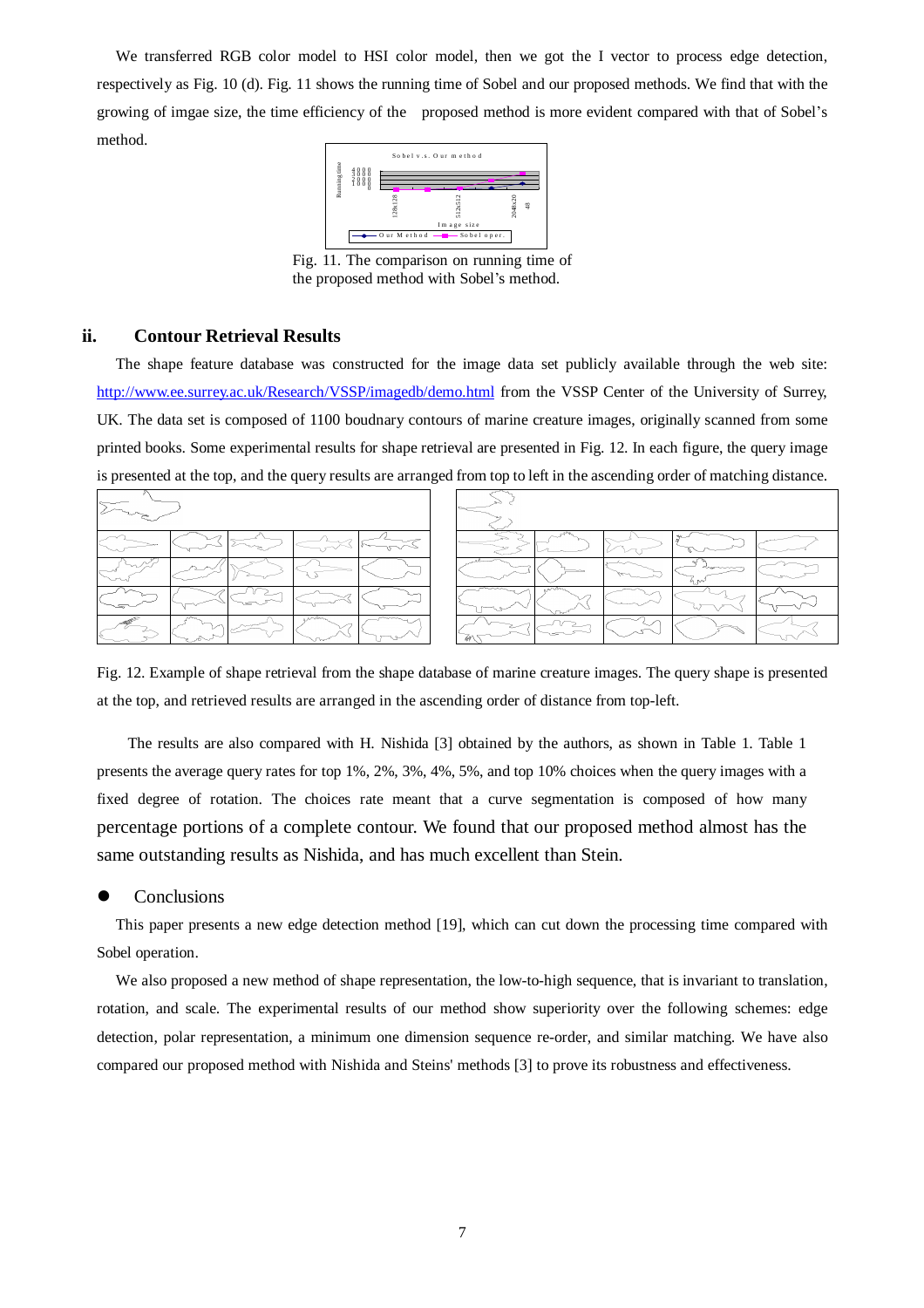We transferred RGB color model to HSI color model, then we got the I vector to process edge detection, respectively as Fig. 10 (d). Fig. 11 shows the running time of Sobel and our proposed methods. We find that with the growing of imgae size, the time efficiency of the proposed method is more evident compared with that of Sobel's method.

Fig. 11. The comparison on running time of the proposed method with Sobel's method.

## ii. Contour Retrieval Results

The shape feature database was constructed for the image data set publicly available through the web site: http://www.ee.surrey.ac.uk/Research/VSSP/imagedb/demo.html from the VSSP Center of the University of Surrey, UK. The data set is composed of 1100 boudnary contours of marine creature images, originally scanned from some printed books. Some experimental results for shape retrieval are presented in Fig. 12. In each figure, the query image is presented at the top, and the query results are arranged from top to left in the ascending order of matching distance.

Fig. 12. Example of shape retrieval from the shape database of marine creature images. The query shape is presented at the top, and retrieved results are arranged in the ascending order of distance from top-left.

The results are also compared with H. Nishida [3] obtained by the authors, as shown in Table 1. Table 1 presents the average query rates for top 1%, 2%, 3%, 4%, 5%, and top 10% choices when the query images with a fixed degree of rotation. The choices rate meant that a curve segmentation is composed of how many percentage portions of a complete contour. We found that our proposed method almost has the same outstanding results as Nishida, and has much excellent than Stein.

- Conclusions

This paper presents a new edge detection method [19], which can cut down the processing time compared with Sobel operation.

We also proposed a new method of shape representation, the low-to-high sequence, that is invariant to translation, rotation, and scale. The experimental results of our method show superiority over the following schemes: edge detection, polar representation, a minimum one dimension sequence re-order, and similar matching. We have also compared our proposed method with Nishida and Steins' methods [3] to prove its robustness and effectiveness.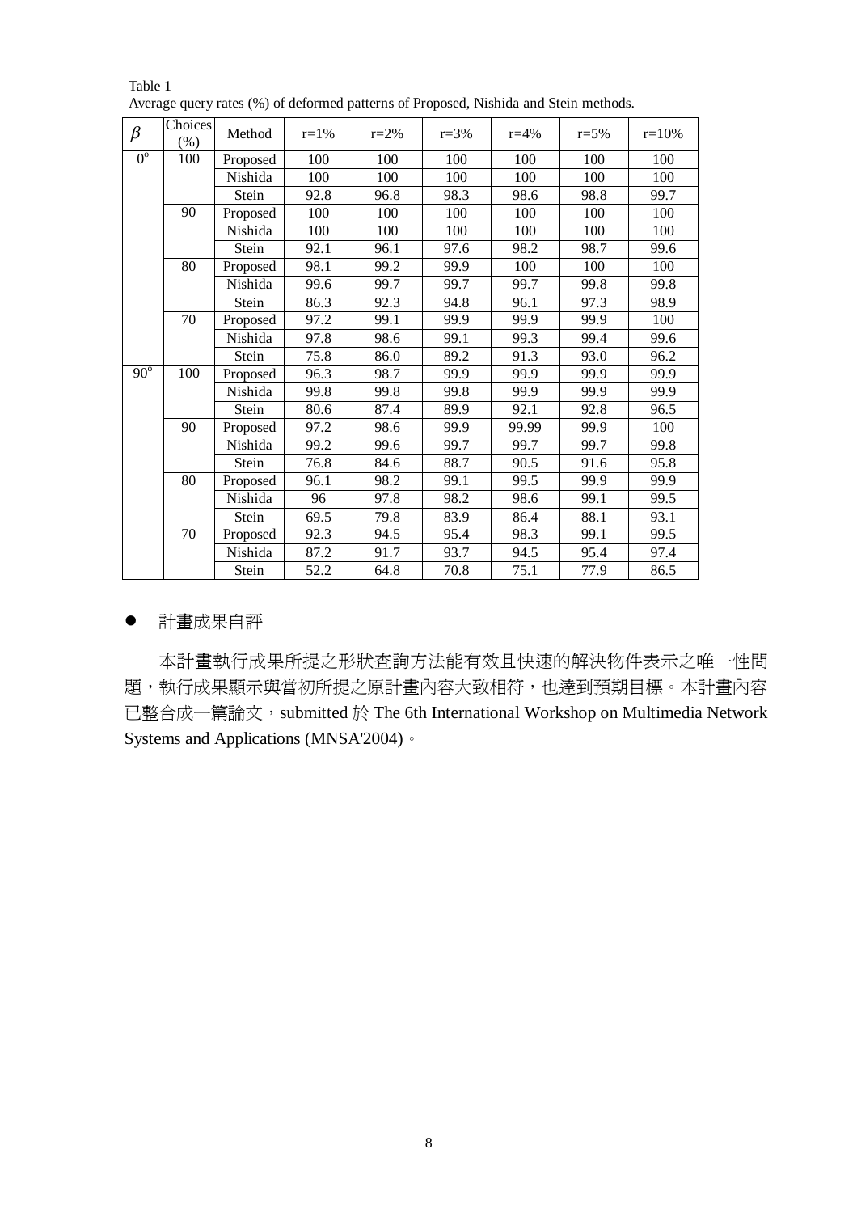Table 1

Average query rates (%) of deformed patterns of Proposed, Nishida and Stein methods.

| $\beta$ | Choices (%) | Method | r=1% | r=2% | r=3% | r=4% | r=5% | r=10% |
|---|---|---|---|---|---|---|---|---|
| $0^{o}$ | 100 | Proposed | 100 | 100 | 100 | 100 | 100 | 100 |
| | | Nishida | 100 | 100 | 100 | 100 | 100 | 100 |
| | | Stein | 92.8 | 96.8 | 98.3 | 98.6 | 98.8 | 99.7 |
| | 90 | Proposed | 100 | 100 | 100 | 100 | 100 | 100 |
| | | Nishida | 100 | 100 | 100 | 100 | 100 | 100 |
| | | Stein | 92.1 | 96.1 | 97.6 | 98.2 | 98.7 | 99.6 |
| | 80 | Proposed | 98.1 | 99.2 | 99.9 | 100 | 100 | 100 |
| | | Nishida | 99.6 | 99.7 | 99.7 | 99.7 | 99.8 | 99.8 |
| | | Stein | 86.3 | 92.3 | 94.8 | 96.1 | 97.3 | 98.9 |
| | 70 | Proposed | 97.2 | 99.1 | 99.9 | 99.9 | 99.9 | 100 |
| | | Nishida | 97.8 | 98.6 | 99.1 | 99.3 | 99.4 | 99.6 |
| | | Stein | 75.8 | 86.0 | 89.2 | 91.3 | 93.0 | 96.2 |
| $90^{o}$ | 100 | Proposed | 96.3 | 98.7 | 99.9 | 99.9 | 99.9 | 99.9 |
| | | Nishida | 99.8 | 99.8 | 99.8 | 99.9 | 99.9 | 99.9 |
| | | Stein | 80.6 | 87.4 | 89.9 | 92.1 | 92.8 | 96.5 |
| | 90 | Proposed | 97.2 | 98.6 | 99.9 | 99.99 | 99.9 | 100 |
| | | Nishida | 99.2 | 99.6 | 99.7 | 99.7 | 99.7 | 99.8 |
| | | Stein | 76.8 | 84.6 | 88.7 | 90.5 | 91.6 | 95.8 |
| | 80 | Proposed | 96.1 | 98.2 | 99.1 | 99.5 | 99.9 | 99.9 |
| | | Nishida | 96 | 97.8 | 98.2 | 98.6 | 99.1 | 99.5 |
| | | Stein | 69.5 | 79.8 | 83.9 | 86.4 | 88.1 | 93.1 |
| | 70 | Proposed | 92.3 | 94.5 | 95.4 | 98.3 | 99.1 | 99.5 |
| | | Nishida | 87.2 | 91.7 | 93.7 | 94.5 | 95.4 | 97.4 |
| | | Stein | 52.2 | 64.8 | 70.8 | 75.1 | 77.9 | 86.5 |

- 計畫成果自評

本計畫執行成果所提之形狀查詢方法能有效且快速的解決物件表示之唯一性問題，執行成果顯示與當初所提之原計畫內容大致相符，也達到預期目標。本計畫內容已整合成一篇論文，submitted 於 The 6th International Workshop on Multimedia Network Systems and Applications (MNSA'2004)。